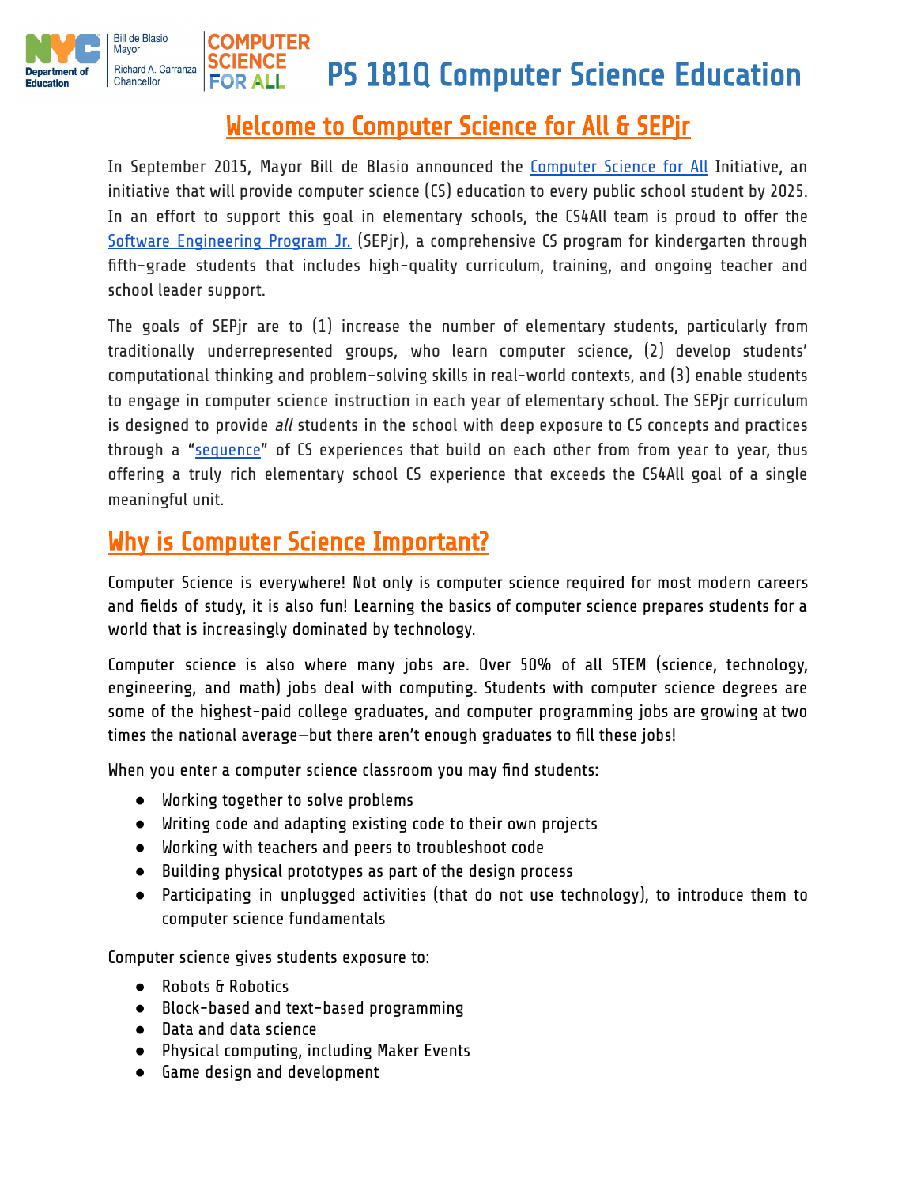Bill de Blasio
Mayor

Richard A. Carranza
Chancellor

# PS 181Q Computer Science Education

## Welcome to Computer Science for All & SEPjr

In September 2015, Mayor Bill de Blasio announced the [Computer Science for All]() Initiative, an initiative that will provide computer science (CS) education to every public school student by 2025. In an effort to support this goal in elementary schools, the CS4All team is proud to offer the [Software Engineering Program Jr.]() (SEPjr), a comprehensive CS program for kindergarten through fifth-grade students that includes high-quality curriculum, training, and ongoing teacher and school leader support.

The goals of SEPjr are to (1) increase the number of elementary students, particularly from traditionally underrepresented groups, who learn computer science, (2) develop students' computational thinking and problem-solving skills in real-world contexts, and (3) enable students to engage in computer science instruction in each year of elementary school. The SEPjr curriculum is designed to provide *all* students in the school with deep exposure to CS concepts and practices through a "[sequence]()" of CS experiences that build on each other from from year to year, thus offering a truly rich elementary school CS experience that exceeds the CS4All goal of a single meaningful unit.

## Why is Computer Science Important?

Computer Science is everywhere! Not only is computer science required for most modern careers and fields of study, it is also fun! Learning the basics of computer science prepares students for a world that is increasingly dominated by technology.

Computer science is also where many jobs are. Over 50% of all STEM (science, technology, engineering, and math) jobs deal with computing. Students with computer science degrees are some of the highest-paid college graduates, and computer programming jobs are growing at two times the national average—but there aren't enough graduates to fill these jobs!

When you enter a computer science classroom you may find students:

- Working together to solve problems
- Writing code and adapting existing code to their own projects
- Working with teachers and peers to troubleshoot code
- Building physical prototypes as part of the design process
- Participating in unplugged activities (that do not use technology), to introduce them to computer science fundamentals

Computer science gives students exposure to:

- Robots & Robotics
- Block-based and text-based programming
- Data and data science
- Physical computing, including Maker Events
- Game design and development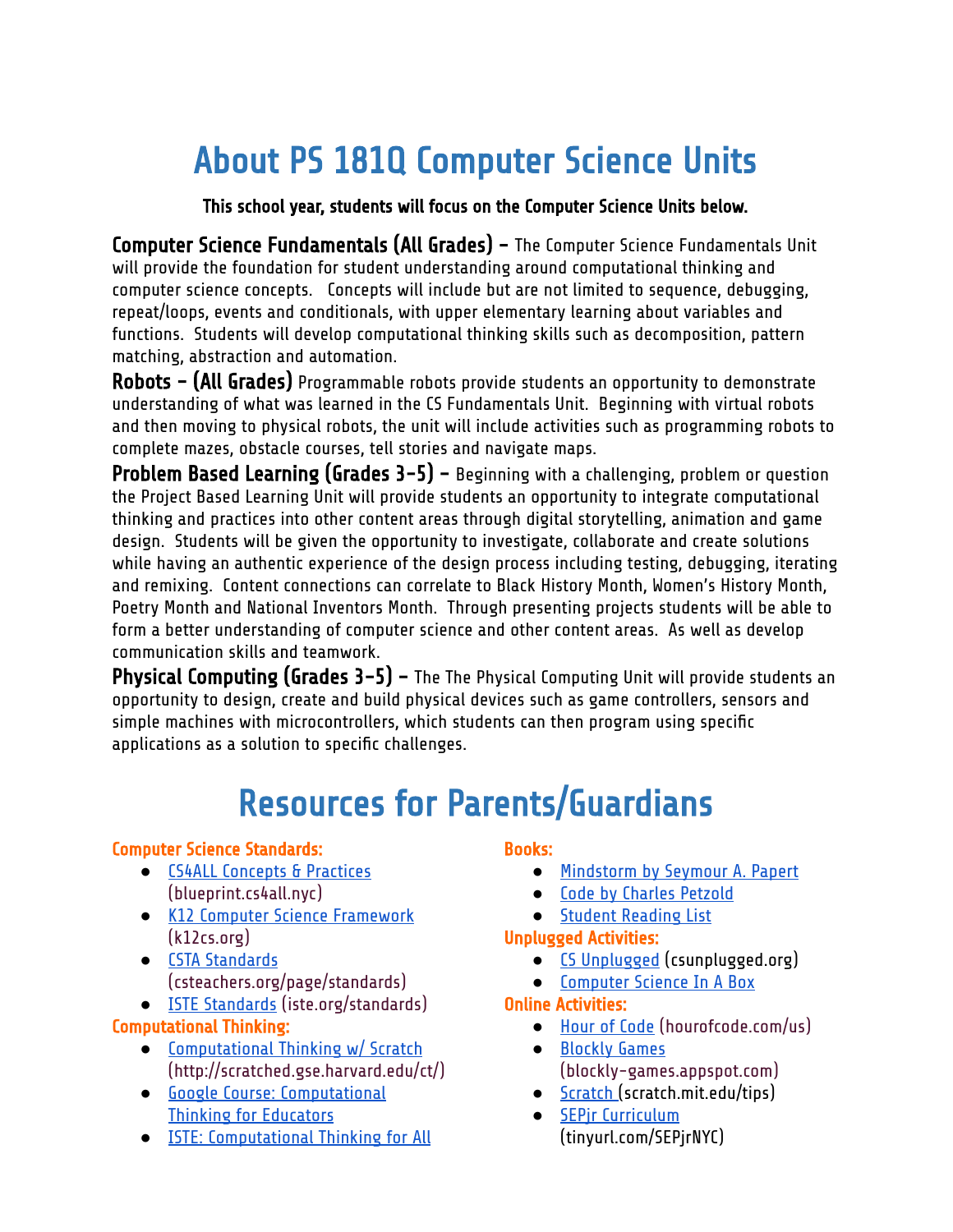# About PS 181Q Computer Science Units

**This school year, students will focus on the Computer Science Units below.**

**Computer Science Fundamentals (All Grades) –** The Computer Science Fundamentals Unit will provide the foundation for student understanding around computational thinking and computer science concepts. Concepts will include but are not limited to sequence, debugging, repeat/loops, events and conditionals, with upper elementary learning about variables and functions. Students will develop computational thinking skills such as decomposition, pattern matching, abstraction and automation.

**Robots – (All Grades)** Programmable robots provide students an opportunity to demonstrate understanding of what was learned in the CS Fundamentals Unit. Beginning with virtual robots and then moving to physical robots, the unit will include activities such as programming robots to complete mazes, obstacle courses, tell stories and navigate maps.

**Problem Based Learning (Grades 3-5) –** Beginning with a challenging, problem or question the Project Based Learning Unit will provide students an opportunity to integrate computational thinking and practices into other content areas through digital storytelling, animation and game design. Students will be given the opportunity to investigate, collaborate and create solutions while having an authentic experience of the design process including testing, debugging, iterating and remixing. Content connections can correlate to Black History Month, Women's History Month, Poetry Month and National Inventors Month. Through presenting projects students will be able to form a better understanding of computer science and other content areas. As well as develop communication skills and teamwork.

**Physical Computing (Grades 3-5) –** The The Physical Computing Unit will provide students an opportunity to design, create and build physical devices such as game controllers, sensors and simple machines with microcontrollers, which students can then program using specific applications as a solution to specific challenges.

# Resources for Parents/Guardians

**Computer Science Standards:**
- CS4ALL Concepts & Practices (blueprint.cs4all.nyc)
- K12 Computer Science Framework (k12cs.org)
- CSTA Standards (csteachers.org/page/standards)
- ISTE Standards (iste.org/standards)

**Computational Thinking:**
- Computational Thinking w/ Scratch (http://scratched.gse.harvard.edu/ct/)
- Google Course: Computational Thinking for Educators
- ISTE: Computational Thinking for All

**Books:**
- Mindstorm by Seymour A. Papert
- Code by Charles Petzold
- Student Reading List

**Unplugged Activities:**
- CS Unplugged (csunplugged.org)
- Computer Science In A Box

**Online Activities:**
- Hour of Code (hourofcode.com/us)
- Blockly Games (blockly-games.appspot.com)
- Scratch (scratch.mit.edu/tips)
- SEPjr Curriculum (tinyurl.com/SEPjrNYC)